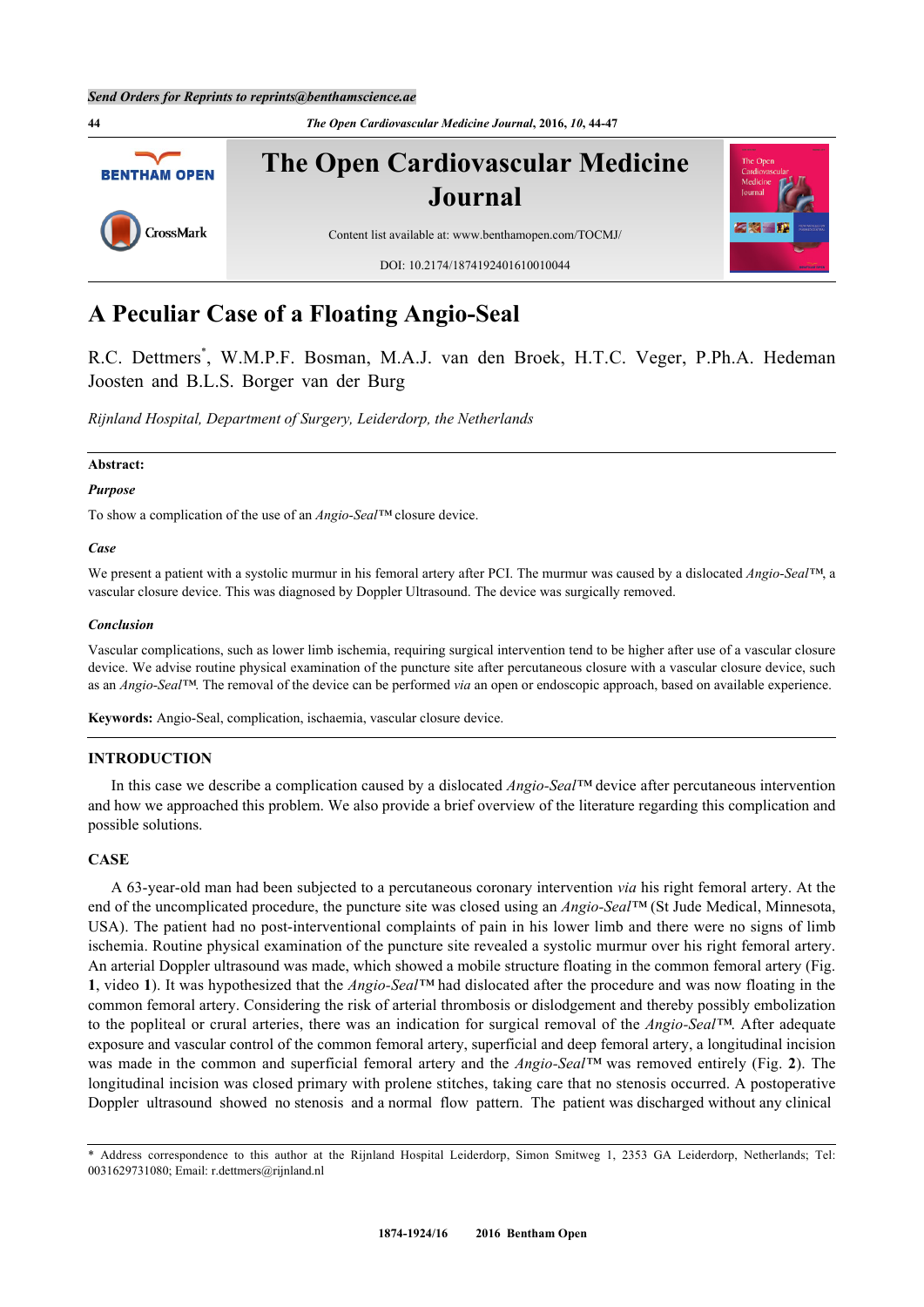# A Peculiar Case of a Floating Angio-Seal

R.C. Dettmers*, W.M.P.F. Bosman, M.A.J. van den Broek, H.T.C. Veger, P.Ph.A. Hedeman Joosten and B.L.S. Borger van der Burg

*Rijnland Hospital, Department of Surgery, Leiderdorp, the Netherlands*

**Abstract:**

***Purpose***

To show a complication of the use of an *Angio-Seal™* closure device.

***Case***

We present a patient with a systolic murmur in his femoral artery after PCI. The murmur was caused by a dislocated *Angio-Seal™*, a vascular closure device. This was diagnosed by Doppler Ultrasound. The device was surgically removed.

***Conclusion***

Vascular complications, such as lower limb ischemia, requiring surgical intervention tend to be higher after use of a vascular closure device. We advise routine physical examination of the puncture site after percutaneous closure with a vascular closure device, such as an *Angio-Seal™.* The removal of the device can be performed *via* an open or endoscopic approach, based on available experience.

**Keywords:** Angio-Seal, complication, ischaemia, vascular closure device.

## INTRODUCTION

In this case we describe a complication caused by a dislocated *Angio-Seal™* device after percutaneous intervention and how we approached this problem. We also provide a brief overview of the literature regarding this complication and possible solutions.

## CASE

A 63-year-old man had been subjected to a percutaneous coronary intervention *via* his right femoral artery. At the end of the uncomplicated procedure, the puncture site was closed using an *Angio-Seal™* (St Jude Medical, Minnesota, USA). The patient had no post-interventional complaints of pain in his lower limb and there were no signs of limb ischemia. Routine physical examination of the puncture site revealed a systolic murmur over his right femoral artery. An arterial Doppler ultrasound was made, which showed a mobile structure floating in the common femoral artery (Fig. **1**, video **1**). It was hypothesized that the *Angio-Seal™* had dislocated after the procedure and was now floating in the common femoral artery. Considering the risk of arterial thrombosis or dislodgement and thereby possibly embolization to the popliteal or crural arteries, there was an indication for surgical removal of the *Angio-Seal™.* After adequate exposure and vascular control of the common femoral artery, superficial and deep femoral artery, a longitudinal incision was made in the common and superficial femoral artery and the *Angio-Seal™* was removed entirely (Fig. **2**). The longitudinal incision was closed primary with prolene stitches, taking care that no stenosis occurred. A postoperative Doppler ultrasound showed no stenosis and a normal flow pattern. The patient was discharged without any clinical

\* Address correspondence to this author at the Rijnland Hospital Leiderdorp, Simon Smitweg 1, 2353 GA Leiderdorp, Netherlands; Tel: 0031629731080; Email: r.dettmers@rijnland.nl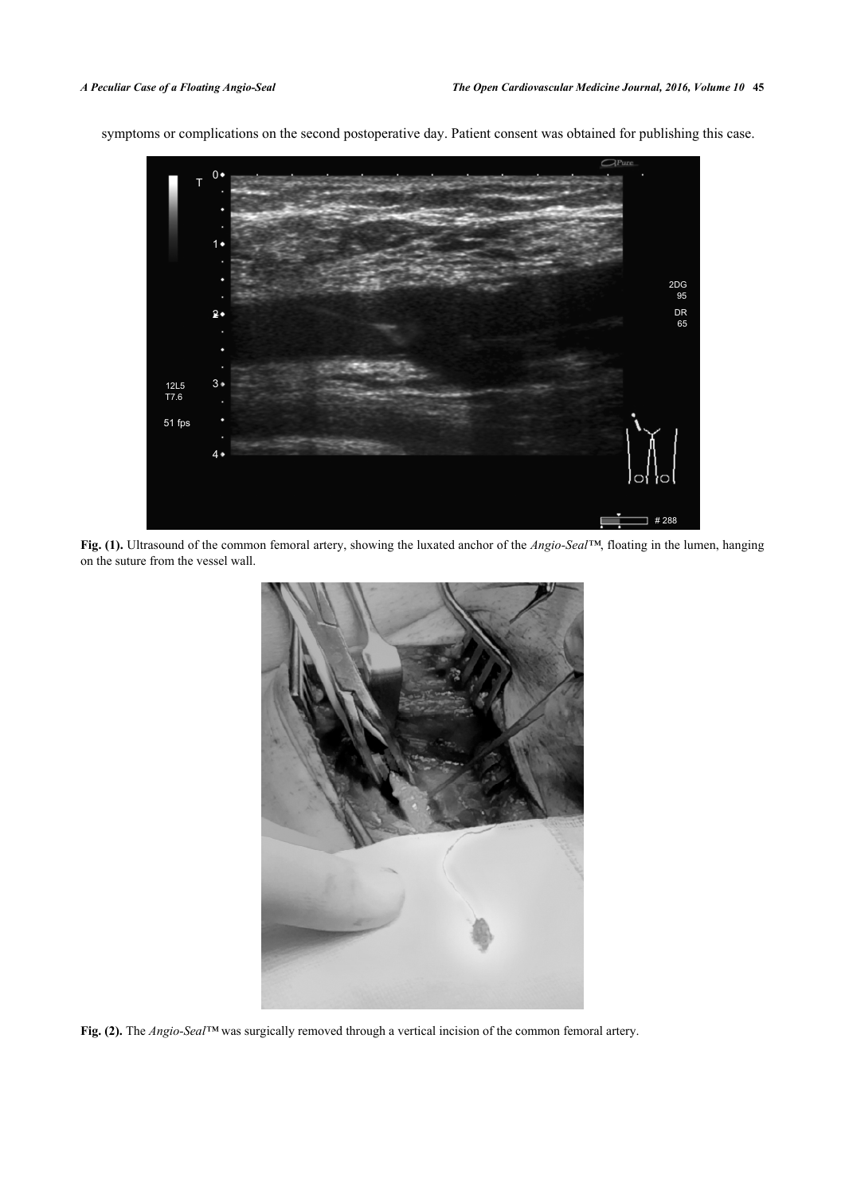symptoms or complications on the second postoperative day. Patient consent was obtained for publishing this case.

**Fig. (1).** Ultrasound of the common femoral artery, showing the luxated anchor of the *Angio-Seal*™, floating in the lumen, hanging on the suture from the vessel wall.

**Fig. (2).** The *Angio-Seal*™ was surgically removed through a vertical incision of the common femoral artery.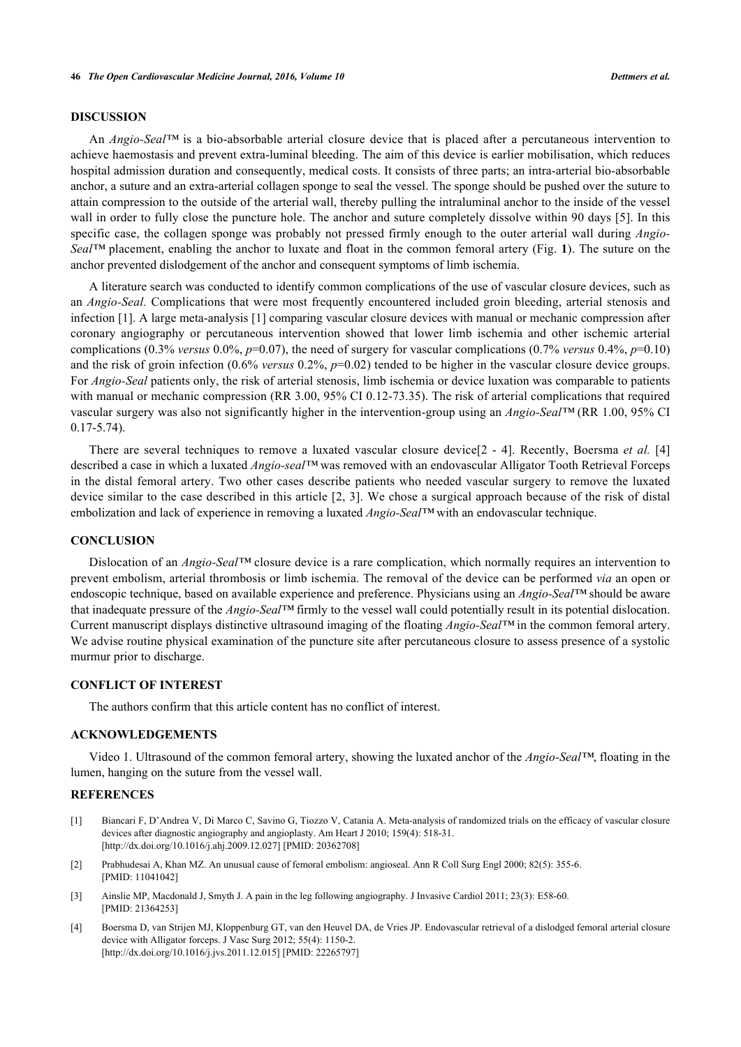## DISCUSSION

An *Angio-Seal™* is a bio-absorbable arterial closure device that is placed after a percutaneous intervention to achieve haemostasis and prevent extra-luminal bleeding. The aim of this device is earlier mobilisation, which reduces hospital admission duration and consequently, medical costs. It consists of three parts; an intra-arterial bio-absorbable anchor, a suture and an extra-arterial collagen sponge to seal the vessel. The sponge should be pushed over the suture to attain compression to the outside of the arterial wall, thereby pulling the intraluminal anchor to the inside of the vessel wall in order to fully close the puncture hole. The anchor and suture completely dissolve within 90 days [5]. In this specific case, the collagen sponge was probably not pressed firmly enough to the outer arterial wall during *Angio-Seal™* placement, enabling the anchor to luxate and float in the common femoral artery (Fig. **1**). The suture on the anchor prevented dislodgement of the anchor and consequent symptoms of limb ischemia.

A literature search was conducted to identify common complications of the use of vascular closure devices, such as an *Angio-Seal.* Complications that were most frequently encountered included groin bleeding, arterial stenosis and infection [1]. A large meta-analysis [1] comparing vascular closure devices with manual or mechanic compression after coronary angiography or percutaneous intervention showed that lower limb ischemia and other ischemic arterial complications (0.3% *versus* 0.0%, $p$=0.07), the need of surgery for vascular complications (0.7% *versus* 0.4%, $p$=0.10) and the risk of groin infection (0.6% *versus* 0.2%, $p$=0.02) tended to be higher in the vascular closure device groups. For *Angio-Seal* patients only, the risk of arterial stenosis, limb ischemia or device luxation was comparable to patients with manual or mechanic compression (RR 3.00, 95% CI 0.12-73.35). The risk of arterial complications that required vascular surgery was also not significantly higher in the intervention-group using an *Angio-Seal™* (RR 1.00, 95% CI 0.17-5.74).

There are several techniques to remove a luxated vascular closure device[2 - 4]. Recently, Boersma *et al.* [4] described a case in which a luxated *Angio-seal™* was removed with an endovascular Alligator Tooth Retrieval Forceps in the distal femoral artery. Two other cases describe patients who needed vascular surgery to remove the luxated device similar to the case described in this article [2, 3]. We chose a surgical approach because of the risk of distal embolization and lack of experience in removing a luxated *Angio-Seal™* with an endovascular technique.

## CONCLUSION

Dislocation of an *Angio-Seal™* closure device is a rare complication, which normally requires an intervention to prevent embolism, arterial thrombosis or limb ischemia. The removal of the device can be performed *via* an open or endoscopic technique, based on available experience and preference. Physicians using an *Angio-Seal™* should be aware that inadequate pressure of the *Angio-Seal™* firmly to the vessel wall could potentially result in its potential dislocation. Current manuscript displays distinctive ultrasound imaging of the floating *Angio-Seal™* in the common femoral artery. We advise routine physical examination of the puncture site after percutaneous closure to assess presence of a systolic murmur prior to discharge.

## CONFLICT OF INTEREST

The authors confirm that this article content has no conflict of interest.

## ACKNOWLEDGEMENTS

Video 1. Ultrasound of the common femoral artery, showing the luxated anchor of the *Angio-Seal™*, floating in the lumen, hanging on the suture from the vessel wall.

## REFERENCES

[1] Biancari F, D'Andrea V, Di Marco C, Savino G, Tiozzo V, Catania A. Meta-analysis of randomized trials on the efficacy of vascular closure devices after diagnostic angiography and angioplasty. Am Heart J 2010; 159(4): 518-31. [http://dx.doi.org/10.1016/j.ahj.2009.12.027] [PMID: 20362708]

[2] Prabhudesai A, Khan MZ. An unusual cause of femoral embolism: angioseal. Ann R Coll Surg Engl 2000; 82(5): 355-6. [PMID: 11041042]

[3] Ainslie MP, Macdonald J, Smyth J. A pain in the leg following angiography. J Invasive Cardiol 2011; 23(3): E58-60. [PMID: 21364253]

[4] Boersma D, van Strijen MJ, Kloppenburg GT, van den Heuvel DA, de Vries JP. Endovascular retrieval of a dislodged femoral arterial closure device with Alligator forceps. J Vasc Surg 2012; 55(4): 1150-2. [http://dx.doi.org/10.1016/j.jvs.2011.12.015] [PMID: 22265797]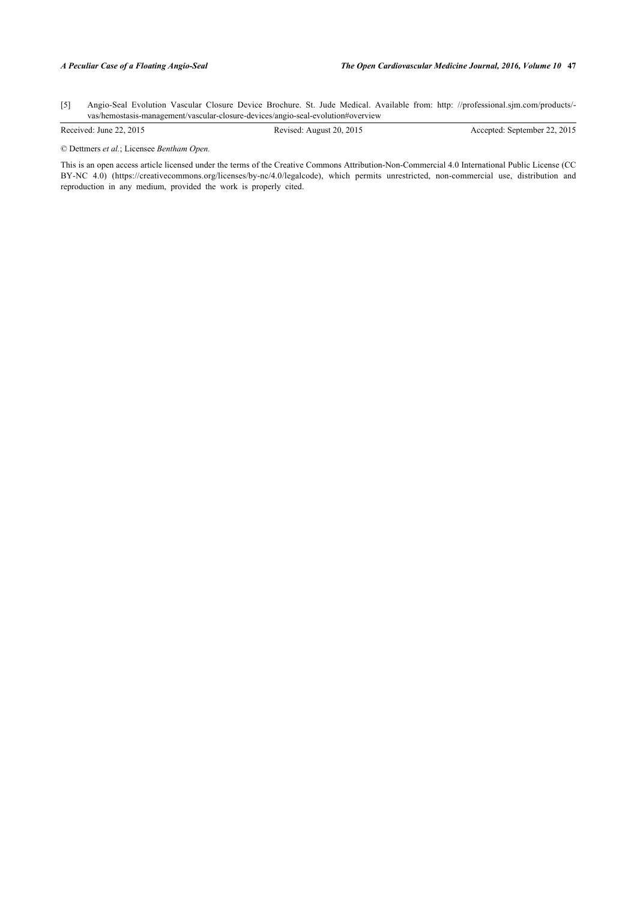[5] Angio-Seal Evolution Vascular Closure Device Brochure. St. Jude Medical. Available from: http: //professional.sjm.com/products/-vas/hemostasis-management/vascular-closure-devices/angio-seal-evolution#overview

Received: June 22, 2015 Revised: August 20, 2015 Accepted: September 22, 2015

© Dettmers *et al.*; Licensee *Bentham Open.*

This is an open access article licensed under the terms of the Creative Commons Attribution-Non-Commercial 4.0 International Public License (CC BY-NC 4.0) (https://creativecommons.org/licenses/by-nc/4.0/legalcode), which permits unrestricted, non-commercial use, distribution and reproduction in any medium, provided the work is properly cited.